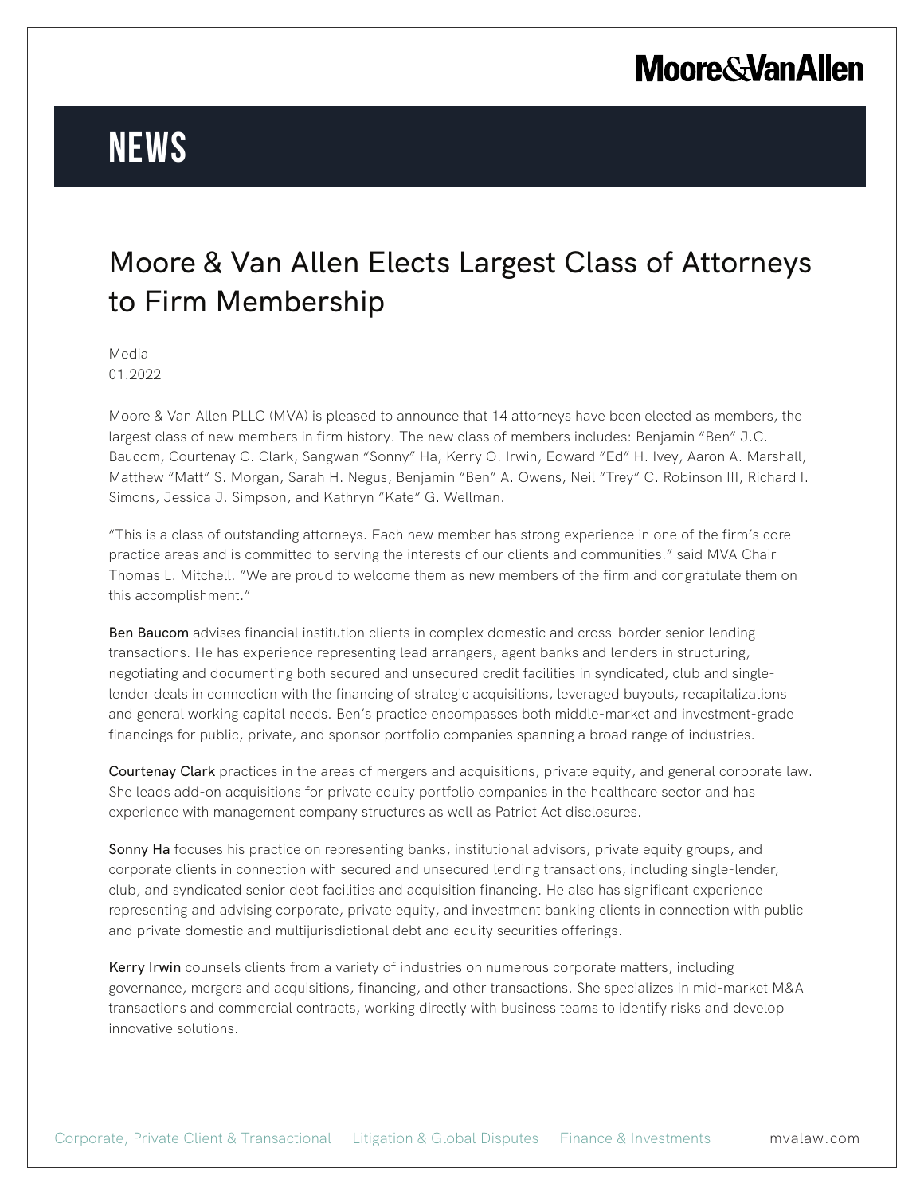# NEWS

## Moore & Van Allen Elects Largest Class of Attorneys to Firm Membership

Media
01.2022

Moore & Van Allen PLLC (MVA) is pleased to announce that 14 attorneys have been elected as members, the largest class of new members in firm history. The new class of members includes: Benjamin "Ben" J.C. Baucom, Courtenay C. Clark, Sangwan "Sonny" Ha, Kerry O. Irwin, Edward "Ed" H. Ivey, Aaron A. Marshall, Matthew "Matt" S. Morgan, Sarah H. Negus, Benjamin "Ben" A. Owens, Neil "Trey" C. Robinson III, Richard I. Simons, Jessica J. Simpson, and Kathryn "Kate" G. Wellman.

"This is a class of outstanding attorneys. Each new member has strong experience in one of the firm's core practice areas and is committed to serving the interests of our clients and communities." said MVA Chair Thomas L. Mitchell. "We are proud to welcome them as new members of the firm and congratulate them on this accomplishment."

**Ben Baucom** advises financial institution clients in complex domestic and cross-border senior lending transactions. He has experience representing lead arrangers, agent banks and lenders in structuring, negotiating and documenting both secured and unsecured credit facilities in syndicated, club and single-lender deals in connection with the financing of strategic acquisitions, leveraged buyouts, recapitalizations and general working capital needs. Ben's practice encompasses both middle-market and investment-grade financings for public, private, and sponsor portfolio companies spanning a broad range of industries.

**Courtenay Clark** practices in the areas of mergers and acquisitions, private equity, and general corporate law. She leads add-on acquisitions for private equity portfolio companies in the healthcare sector and has experience with management company structures as well as Patriot Act disclosures.

**Sonny Ha** focuses his practice on representing banks, institutional advisors, private equity groups, and corporate clients in connection with secured and unsecured lending transactions, including single-lender, club, and syndicated senior debt facilities and acquisition financing. He also has significant experience representing and advising corporate, private equity, and investment banking clients in connection with public and private domestic and multijurisdictional debt and equity securities offerings.

**Kerry Irwin** counsels clients from a variety of industries on numerous corporate matters, including governance, mergers and acquisitions, financing, and other transactions. She specializes in mid-market M&A transactions and commercial contracts, working directly with business teams to identify risks and develop innovative solutions.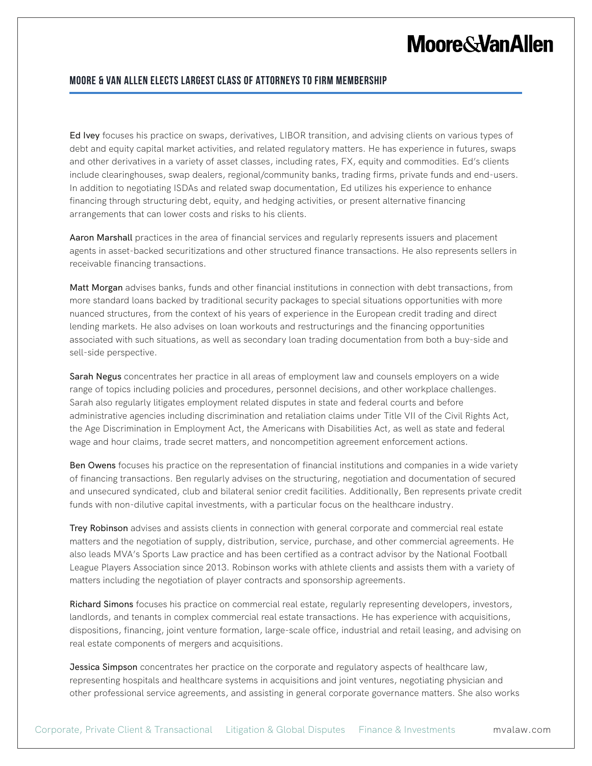**Ed Ivey** focuses his practice on swaps, derivatives, LIBOR transition, and advising clients on various types of debt and equity capital market activities, and related regulatory matters. He has experience in futures, swaps and other derivatives in a variety of asset classes, including rates, FX, equity and commodities. Ed's clients include clearinghouses, swap dealers, regional/community banks, trading firms, private funds and end-users. In addition to negotiating ISDAs and related swap documentation, Ed utilizes his experience to enhance financing through structuring debt, equity, and hedging activities, or present alternative financing arrangements that can lower costs and risks to his clients.

**Aaron Marshall** practices in the area of financial services and regularly represents issuers and placement agents in asset-backed securitizations and other structured finance transactions. He also represents sellers in receivable financing transactions.

**Matt Morgan** advises banks, funds and other financial institutions in connection with debt transactions, from more standard loans backed by traditional security packages to special situations opportunities with more nuanced structures, from the context of his years of experience in the European credit trading and direct lending markets. He also advises on loan workouts and restructurings and the financing opportunities associated with such situations, as well as secondary loan trading documentation from both a buy-side and sell-side perspective.

**Sarah Negus** concentrates her practice in all areas of employment law and counsels employers on a wide range of topics including policies and procedures, personnel decisions, and other workplace challenges. Sarah also regularly litigates employment related disputes in state and federal courts and before administrative agencies including discrimination and retaliation claims under Title VII of the Civil Rights Act, the Age Discrimination in Employment Act, the Americans with Disabilities Act, as well as state and federal wage and hour claims, trade secret matters, and noncompetition agreement enforcement actions.

**Ben Owens** focuses his practice on the representation of financial institutions and companies in a wide variety of financing transactions. Ben regularly advises on the structuring, negotiation and documentation of secured and unsecured syndicated, club and bilateral senior credit facilities. Additionally, Ben represents private credit funds with non-dilutive capital investments, with a particular focus on the healthcare industry.

**Trey Robinson** advises and assists clients in connection with general corporate and commercial real estate matters and the negotiation of supply, distribution, service, purchase, and other commercial agreements. He also leads MVA's Sports Law practice and has been certified as a contract advisor by the National Football League Players Association since 2013. Robinson works with athlete clients and assists them with a variety of matters including the negotiation of player contracts and sponsorship agreements.

**Richard Simons** focuses his practice on commercial real estate, regularly representing developers, investors, landlords, and tenants in complex commercial real estate transactions. He has experience with acquisitions, dispositions, financing, joint venture formation, large-scale office, industrial and retail leasing, and advising on real estate components of mergers and acquisitions.

**Jessica Simpson** concentrates her practice on the corporate and regulatory aspects of healthcare law, representing hospitals and healthcare systems in acquisitions and joint ventures, negotiating physician and other professional service agreements, and assisting in general corporate governance matters. She also works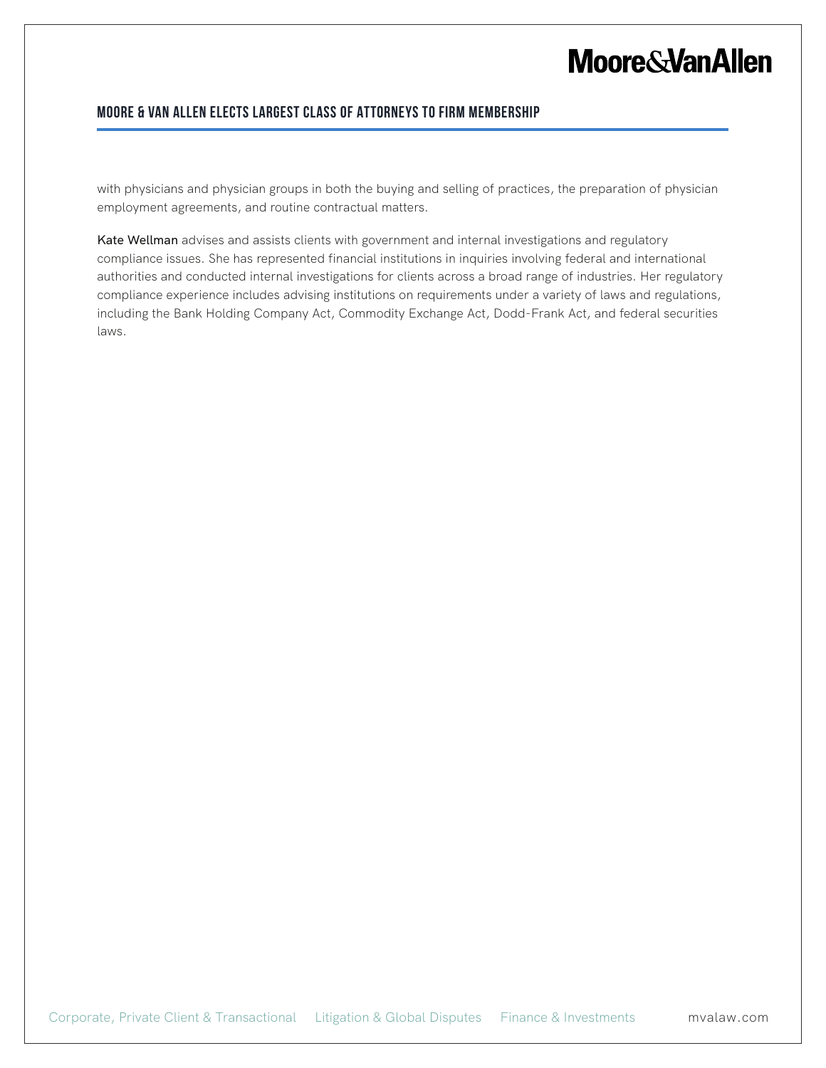with physicians and physician groups in both the buying and selling of practices, the preparation of physician employment agreements, and routine contractual matters.

**Kate Wellman** advises and assists clients with government and internal investigations and regulatory compliance issues. She has represented financial institutions in inquiries involving federal and international authorities and conducted internal investigations for clients across a broad range of industries. Her regulatory compliance experience includes advising institutions on requirements under a variety of laws and regulations, including the Bank Holding Company Act, Commodity Exchange Act, Dodd-Frank Act, and federal securities laws.